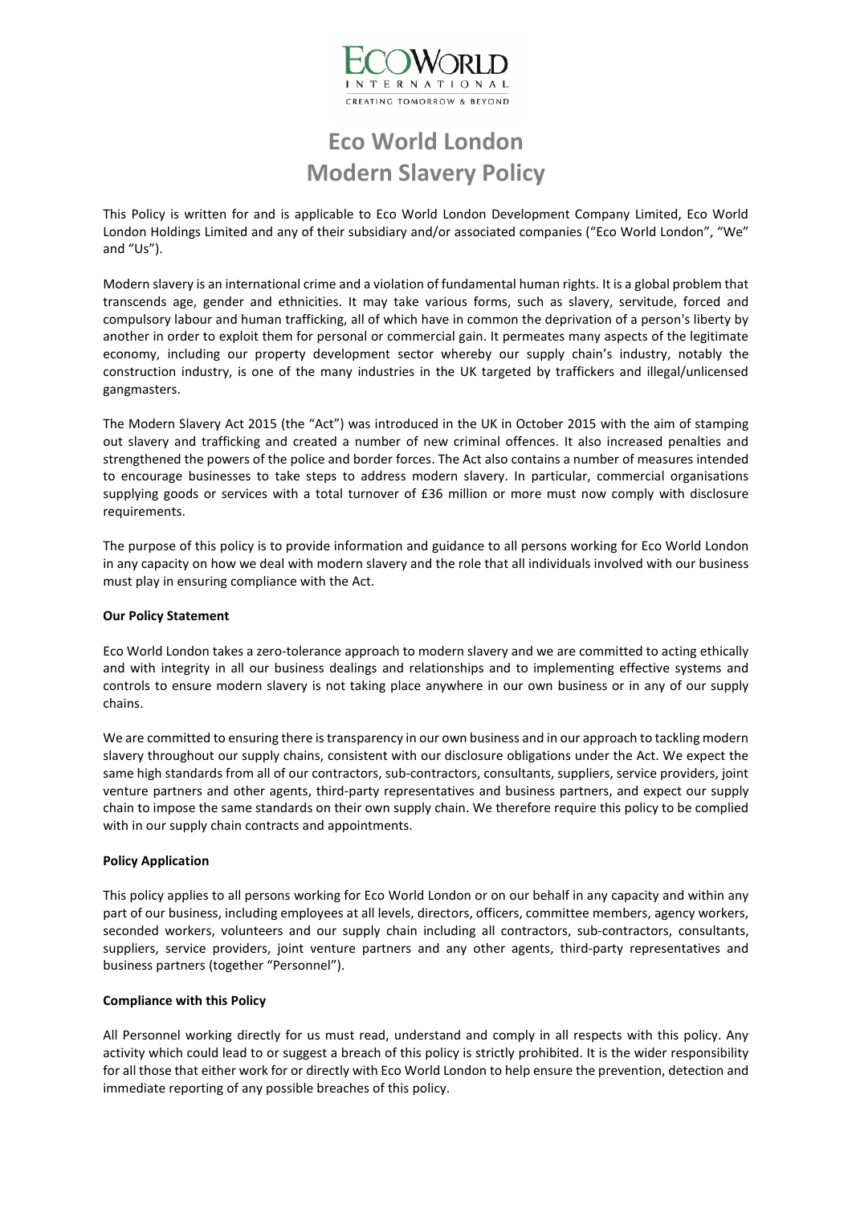# Eco World London Modern Slavery Policy

This Policy is written for and is applicable to Eco World London Development Company Limited, Eco World London Holdings Limited and any of their subsidiary and/or associated companies ("Eco World London", "We" and "Us").

Modern slavery is an international crime and a violation of fundamental human rights. It is a global problem that transcends age, gender and ethnicities. It may take various forms, such as slavery, servitude, forced and compulsory labour and human trafficking, all of which have in common the deprivation of a person's liberty by another in order to exploit them for personal or commercial gain. It permeates many aspects of the legitimate economy, including our property development sector whereby our supply chain's industry, notably the construction industry, is one of the many industries in the UK targeted by traffickers and illegal/unlicensed gangmasters.

The Modern Slavery Act 2015 (the "Act") was introduced in the UK in October 2015 with the aim of stamping out slavery and trafficking and created a number of new criminal offences. It also increased penalties and strengthened the powers of the police and border forces. The Act also contains a number of measures intended to encourage businesses to take steps to address modern slavery. In particular, commercial organisations supplying goods or services with a total turnover of £36 million or more must now comply with disclosure requirements.

The purpose of this policy is to provide information and guidance to all persons working for Eco World London in any capacity on how we deal with modern slavery and the role that all individuals involved with our business must play in ensuring compliance with the Act.

**Our Policy Statement**

Eco World London takes a zero-tolerance approach to modern slavery and we are committed to acting ethically and with integrity in all our business dealings and relationships and to implementing effective systems and controls to ensure modern slavery is not taking place anywhere in our own business or in any of our supply chains.

We are committed to ensuring there is transparency in our own business and in our approach to tackling modern slavery throughout our supply chains, consistent with our disclosure obligations under the Act. We expect the same high standards from all of our contractors, sub-contractors, consultants, suppliers, service providers, joint venture partners and other agents, third-party representatives and business partners, and expect our supply chain to impose the same standards on their own supply chain. We therefore require this policy to be complied with in our supply chain contracts and appointments.

**Policy Application**

This policy applies to all persons working for Eco World London or on our behalf in any capacity and within any part of our business, including employees at all levels, directors, officers, committee members, agency workers, seconded workers, volunteers and our supply chain including all contractors, sub-contractors, consultants, suppliers, service providers, joint venture partners and any other agents, third-party representatives and business partners (together "Personnel").

**Compliance with this Policy**

All Personnel working directly for us must read, understand and comply in all respects with this policy. Any activity which could lead to or suggest a breach of this policy is strictly prohibited. It is the wider responsibility for all those that either work for or directly with Eco World London to help ensure the prevention, detection and immediate reporting of any possible breaches of this policy.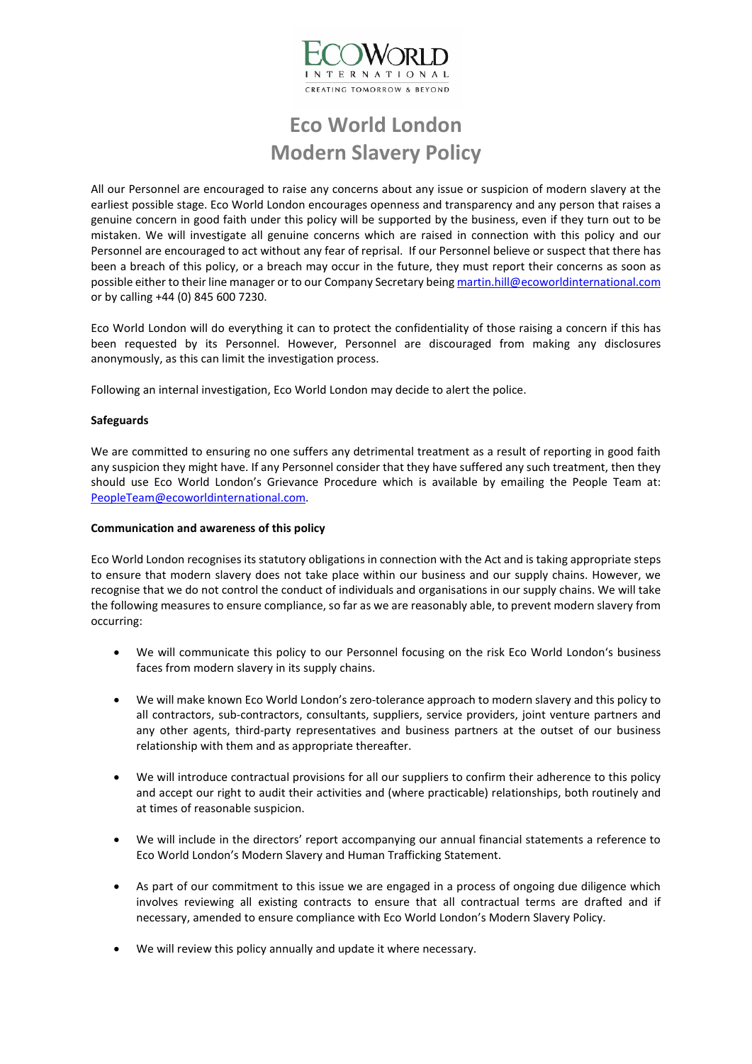# Eco World London
# Modern Slavery Policy

All our Personnel are encouraged to raise any concerns about any issue or suspicion of modern slavery at the earliest possible stage. Eco World London encourages openness and transparency and any person that raises a genuine concern in good faith under this policy will be supported by the business, even if they turn out to be mistaken. We will investigate all genuine concerns which are raised in connection with this policy and our Personnel are encouraged to act without any fear of reprisal. If our Personnel believe or suspect that there has been a breach of this policy, or a breach may occur in the future, they must report their concerns as soon as possible either to their line manager or to our Company Secretary being martin.hill@ecoworldinternational.com or by calling +44 (0) 845 600 7230.

Eco World London will do everything it can to protect the confidentiality of those raising a concern if this has been requested by its Personnel. However, Personnel are discouraged from making any disclosures anonymously, as this can limit the investigation process.

Following an internal investigation, Eco World London may decide to alert the police.

**Safeguards**

We are committed to ensuring no one suffers any detrimental treatment as a result of reporting in good faith any suspicion they might have. If any Personnel consider that they have suffered any such treatment, then they should use Eco World London's Grievance Procedure which is available by emailing the People Team at: PeopleTeam@ecoworldinternational.com.

**Communication and awareness of this policy**

Eco World London recognises its statutory obligations in connection with the Act and is taking appropriate steps to ensure that modern slavery does not take place within our business and our supply chains. However, we recognise that we do not control the conduct of individuals and organisations in our supply chains. We will take the following measures to ensure compliance, so far as we are reasonably able, to prevent modern slavery from occurring:

- We will communicate this policy to our Personnel focusing on the risk Eco World London's business faces from modern slavery in its supply chains.
- We will make known Eco World London's zero-tolerance approach to modern slavery and this policy to all contractors, sub-contractors, consultants, suppliers, service providers, joint venture partners and any other agents, third-party representatives and business partners at the outset of our business relationship with them and as appropriate thereafter.
- We will introduce contractual provisions for all our suppliers to confirm their adherence to this policy and accept our right to audit their activities and (where practicable) relationships, both routinely and at times of reasonable suspicion.
- We will include in the directors' report accompanying our annual financial statements a reference to Eco World London's Modern Slavery and Human Trafficking Statement.
- As part of our commitment to this issue we are engaged in a process of ongoing due diligence which involves reviewing all existing contracts to ensure that all contractual terms are drafted and if necessary, amended to ensure compliance with Eco World London's Modern Slavery Policy.
- We will review this policy annually and update it where necessary.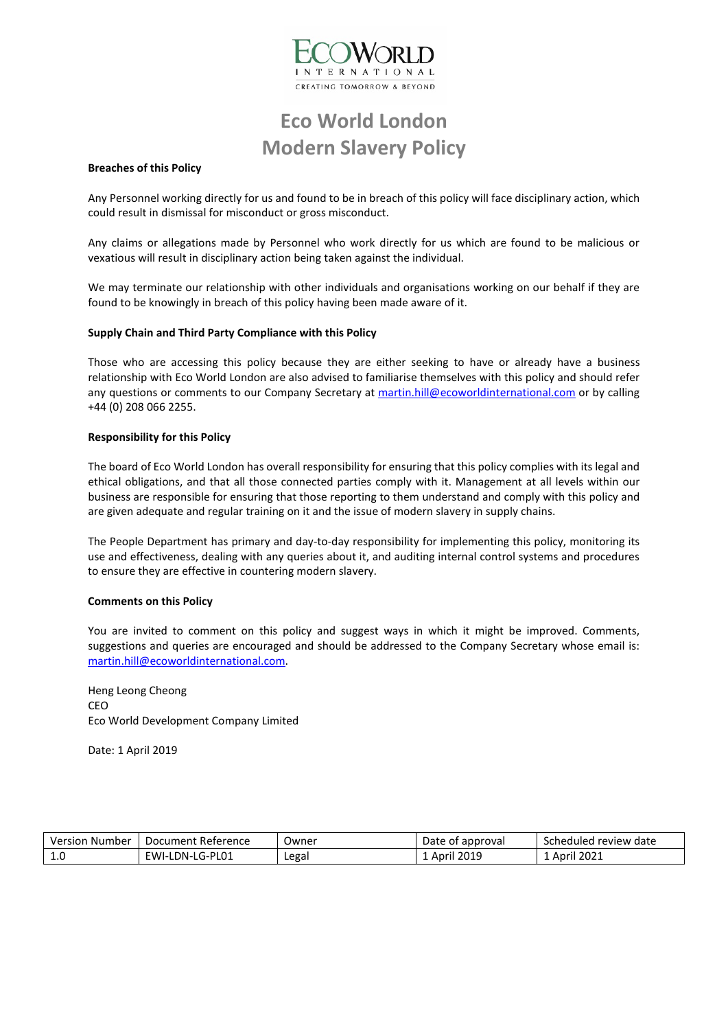# Eco World London
# Modern Slavery Policy

**Breaches of this Policy**

Any Personnel working directly for us and found to be in breach of this policy will face disciplinary action, which could result in dismissal for misconduct or gross misconduct.

Any claims or allegations made by Personnel who work directly for us which are found to be malicious or vexatious will result in disciplinary action being taken against the individual.

We may terminate our relationship with other individuals and organisations working on our behalf if they are found to be knowingly in breach of this policy having been made aware of it.

**Supply Chain and Third Party Compliance with this Policy**

Those who are accessing this policy because they are either seeking to have or already have a business relationship with Eco World London are also advised to familiarise themselves with this policy and should refer any questions or comments to our Company Secretary at martin.hill@ecoworldinternational.com or by calling +44 (0) 208 066 2255.

**Responsibility for this Policy**

The board of Eco World London has overall responsibility for ensuring that this policy complies with its legal and ethical obligations, and that all those connected parties comply with it. Management at all levels within our business are responsible for ensuring that those reporting to them understand and comply with this policy and are given adequate and regular training on it and the issue of modern slavery in supply chains.

The People Department has primary and day-to-day responsibility for implementing this policy, monitoring its use and effectiveness, dealing with any queries about it, and auditing internal control systems and procedures to ensure they are effective in countering modern slavery.

**Comments on this Policy**

You are invited to comment on this policy and suggest ways in which it might be improved. Comments, suggestions and queries are encouraged and should be addressed to the Company Secretary whose email is: martin.hill@ecoworldinternational.com.

Heng Leong Cheong
CEO
Eco World Development Company Limited

Date: 1 April 2019

| Version Number | Document Reference | Owner | Date of approval | Scheduled review date |
|---|---|---|---|---|
| 1.0 | EWI-LDN-LG-PL01 | Legal | 1 April 2019 | 1 April 2021 |